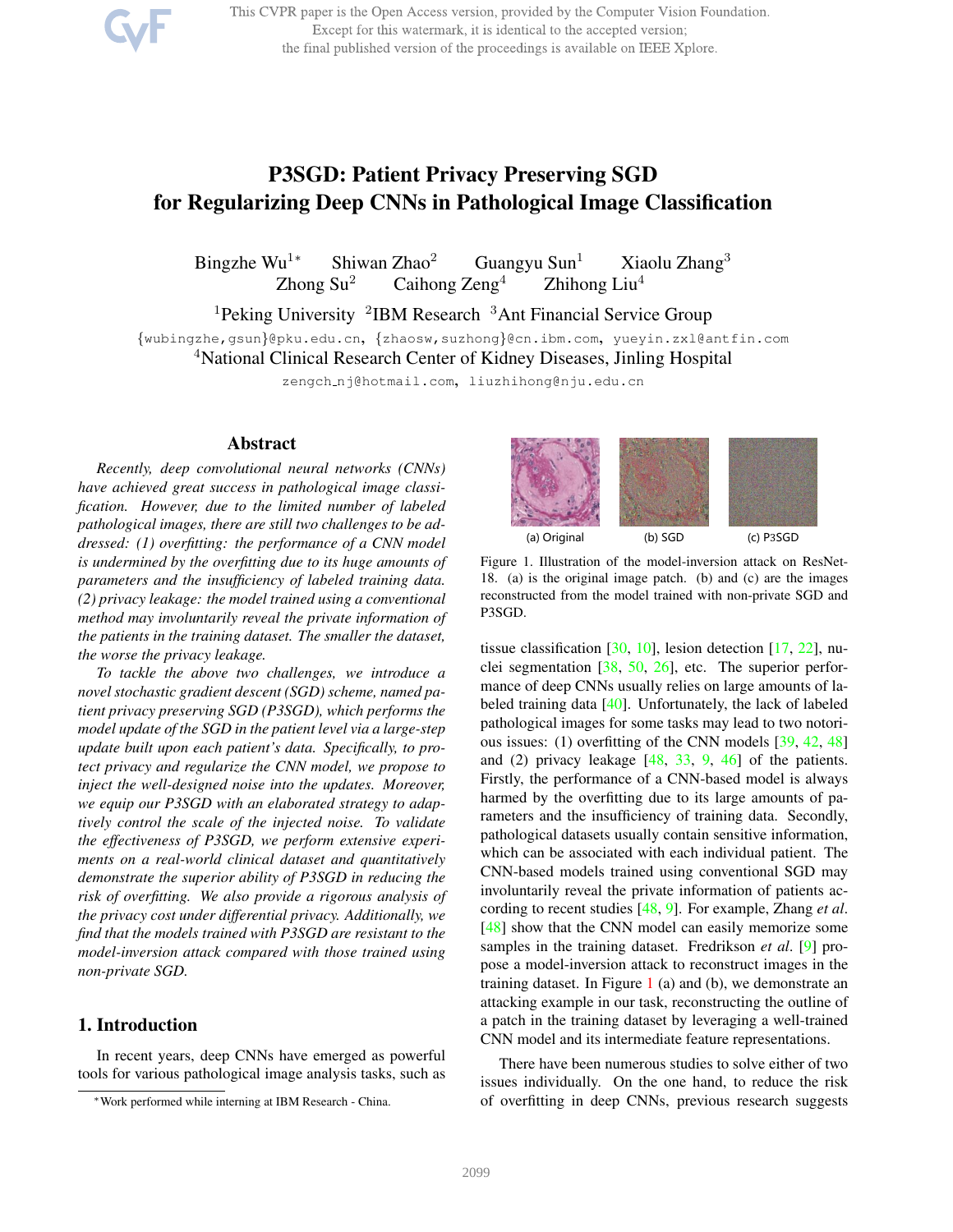# P3SGD: Patient Privacy Preserving SGD for Regularizing Deep CNNs in Pathological Image Classification

Bingzhe Wu[1*] Shiwan Zhao[2] Guangyu Sun[1] Xiaolu Zhang[3] Zhong Su[2] Caihong Zeng[4] Zhihong Liu[4]

[1]Peking University [2]IBM Research [3]Ant Financial Service Group

{wubingzhe,gsun}@pku.edu.cn, {zhaosw,suzhong}@cn.ibm.com, yueyin.zxl@antfin.com

[4]National Clinical Research Center of Kidney Diseases, Jinling Hospital

zengch_nj@hotmail.com, liuzhihong@nju.edu.cn

## Abstract

*Recently, deep convolutional neural networks (CNNs) have achieved great success in pathological image classification. However, due to the limited number of labeled pathological images, there are still two challenges to be addressed: (1) overfitting: the performance of a CNN model is undermined by the overfitting due to its huge amounts of parameters and the insufficiency of labeled training data. (2) privacy leakage: the model trained using a conventional method may involuntarily reveal the private information of the patients in the training dataset. The smaller the dataset, the worse the privacy leakage.*

*To tackle the above two challenges, we introduce a novel stochastic gradient descent (SGD) scheme, named patient privacy preserving SGD (P3SGD), which performs the model update of the SGD in the patient level via a large-step update built upon each patient's data. Specifically, to protect privacy and regularize the CNN model, we propose to inject the well-designed noise into the updates. Moreover, we equip our P3SGD with an elaborated strategy to adaptively control the scale of the injected noise. To validate the effectiveness of P3SGD, we perform extensive experiments on a real-world clinical dataset and quantitatively demonstrate the superior ability of P3SGD in reducing the risk of overfitting. We also provide a rigorous analysis of the privacy cost under differential privacy. Additionally, we find that the models trained with P3SGD are resistant to the model-inversion attack compared with those trained using non-private SGD.*

## 1. Introduction

In recent years, deep CNNs have emerged as powerful tools for various pathological image analysis tasks, such as tissue classification [30, 10], lesion detection [17, 22], nuclei segmentation [38, 50, 26], etc. The superior performance of deep CNNs usually relies on large amounts of labeled training data [40]. Unfortunately, the lack of labeled pathological images for some tasks may lead to two notorious issues: (1) overfitting of the CNN models [39, 42, 48] and (2) privacy leakage [48, 33, 9, 46] of the patients. Firstly, the performance of a CNN-based model is always harmed by the overfitting due to its large amounts of parameters and the insufficiency of training data. Secondly, pathological datasets usually contain sensitive information, which can be associated with each individual patient. The CNN-based models trained using conventional SGD may involuntarily reveal the private information of patients according to recent studies [48, 9]. For example, Zhang *et al*. [48] show that the CNN model can easily memorize some samples in the training dataset. Fredrikson *et al*. [9] propose a model-inversion attack to reconstruct images in the training dataset. In Figure 1 (a) and (b), we demonstrate an attacking example in our task, reconstructing the outline of a patch in the training dataset by leveraging a well-trained CNN model and its intermediate feature representations.

(a) Original (b) SGD (c) P3SGD

Figure 1. Illustration of the model-inversion attack on ResNet-18. (a) is the original image patch. (b) and (c) are the images reconstructed from the model trained with non-private SGD and P3SGD.

There have been numerous studies to solve either of two issues individually. On the one hand, to reduce the risk of overfitting in deep CNNs, previous research suggests

[*]Work performed while interning at IBM Research - China.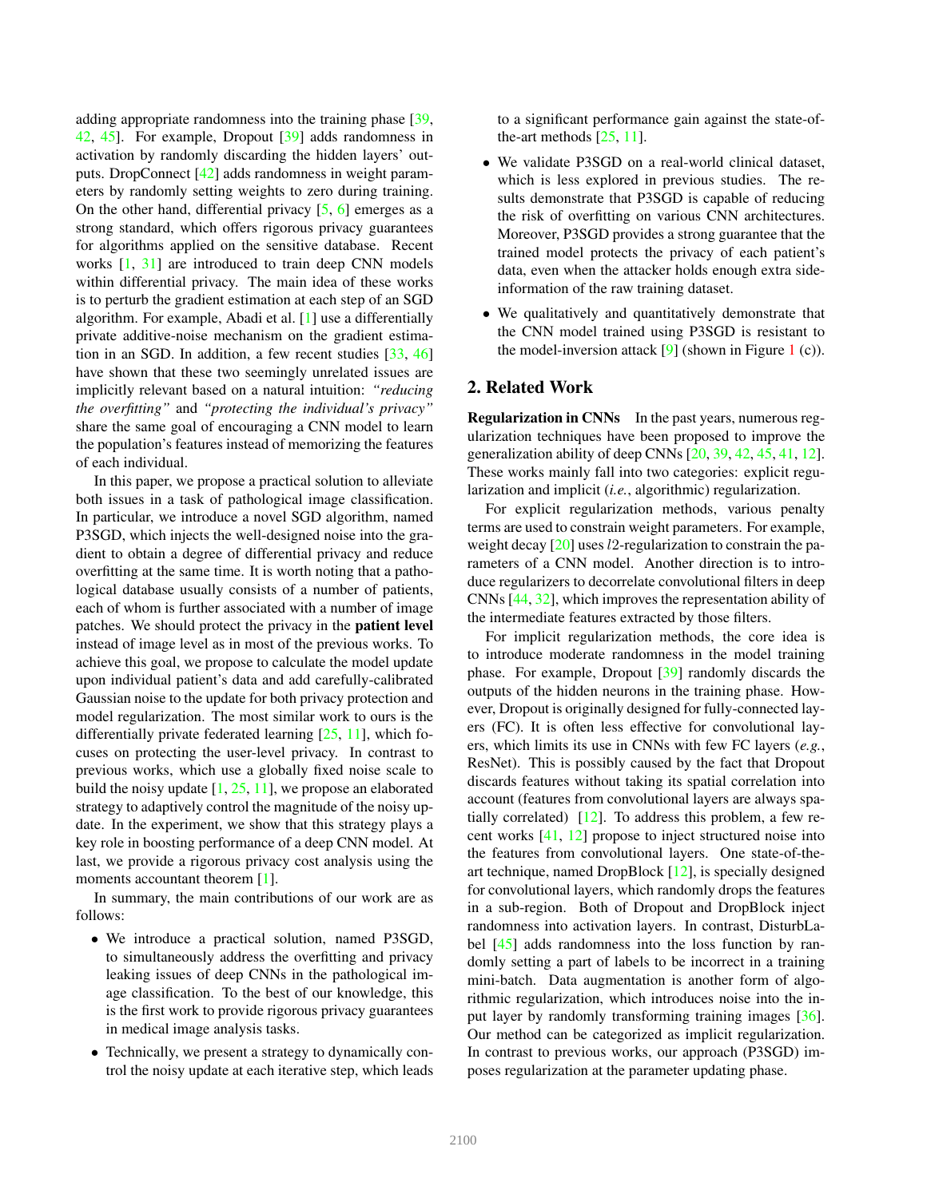adding appropriate randomness into the training phase [39, 42, 45]. For example, Dropout [39] adds randomness in activation by randomly discarding the hidden layers' outputs. DropConnect [42] adds randomness in weight parameters by randomly setting weights to zero during training. On the other hand, differential privacy [5, 6] emerges as a strong standard, which offers rigorous privacy guarantees for algorithms applied on the sensitive database. Recent works [1, 31] are introduced to train deep CNN models within differential privacy. The main idea of these works is to perturb the gradient estimation at each step of an SGD algorithm. For example, Abadi et al. [1] use a differentially private additive-noise mechanism on the gradient estimation in an SGD. In addition, a few recent studies [33, 46] have shown that these two seemingly unrelated issues are implicitly relevant based on a natural intuition: *"reducing the overfitting"* and *"protecting the individual's privacy"* share the same goal of encouraging a CNN model to learn the population's features instead of memorizing the features of each individual.

In this paper, we propose a practical solution to alleviate both issues in a task of pathological image classification. In particular, we introduce a novel SGD algorithm, named P3SGD, which injects the well-designed noise into the gradient to obtain a degree of differential privacy and reduce overfitting at the same time. It is worth noting that a pathological database usually consists of a number of patients, each of whom is further associated with a number of image patches. We should protect the privacy in the **patient level** instead of image level as in most of the previous works. To achieve this goal, we propose to calculate the model update upon individual patient's data and add carefully-calibrated Gaussian noise to the update for both privacy protection and model regularization. The most similar work to ours is the differentially private federated learning [25, 11], which focuses on protecting the user-level privacy. In contrast to previous works, which use a globally fixed noise scale to build the noisy update [1, 25, 11], we propose an elaborated strategy to adaptively control the magnitude of the noisy update. In the experiment, we show that this strategy plays a key role in boosting performance of a deep CNN model. At last, we provide a rigorous privacy cost analysis using the moments accountant theorem [1].

In summary, the main contributions of our work are as follows:

- We introduce a practical solution, named P3SGD, to simultaneously address the overfitting and privacy leaking issues of deep CNNs in the pathological image classification. To the best of our knowledge, this is the first work to provide rigorous privacy guarantees in medical image analysis tasks.
- Technically, we present a strategy to dynamically control the noisy update at each iterative step, which leads to a significant performance gain against the state-of-the-art methods [25, 11].
- We validate P3SGD on a real-world clinical dataset, which is less explored in previous studies. The results demonstrate that P3SGD is capable of reducing the risk of overfitting on various CNN architectures. Moreover, P3SGD provides a strong guarantee that the trained model protects the privacy of each patient's data, even when the attacker holds enough extra side-information of the raw training dataset.
- We qualitatively and quantitatively demonstrate that the CNN model trained using P3SGD is resistant to the model-inversion attack [9] (shown in Figure 1 (c)).

## 2. Related Work

**Regularization in CNNs** In the past years, numerous regularization techniques have been proposed to improve the generalization ability of deep CNNs [20, 39, 42, 45, 41, 12]. These works mainly fall into two categories: explicit regularization and implicit (*i.e.*, algorithmic) regularization.

For explicit regularization methods, various penalty terms are used to constrain weight parameters. For example, weight decay [20] uses $l2$-regularization to constrain the parameters of a CNN model. Another direction is to introduce regularizers to decorrelate convolutional filters in deep CNNs [44, 32], which improves the representation ability of the intermediate features extracted by those filters.

For implicit regularization methods, the core idea is to introduce moderate randomness in the model training phase. For example, Dropout [39] randomly discards the outputs of the hidden neurons in the training phase. However, Dropout is originally designed for fully-connected layers (FC). It is often less effective for convolutional layers, which limits its use in CNNs with few FC layers (*e.g.*, ResNet). This is possibly caused by the fact that Dropout discards features without taking its spatial correlation into account (features from convolutional layers are always spatially correlated) [12]. To address this problem, a few recent works [41, 12] propose to inject structured noise into the features from convolutional layers. One state-of-the-art technique, named DropBlock [12], is specially designed for convolutional layers, which randomly drops the features in a sub-region. Both of Dropout and DropBlock inject randomness into activation layers. In contrast, DisturbLabel [45] adds randomness into the loss function by randomly setting a part of labels to be incorrect in a training mini-batch. Data augmentation is another form of algorithmic regularization, which introduces noise into the input layer by randomly transforming training images [36]. Our method can be categorized as implicit regularization. In contrast to previous works, our approach (P3SGD) imposes regularization at the parameter updating phase.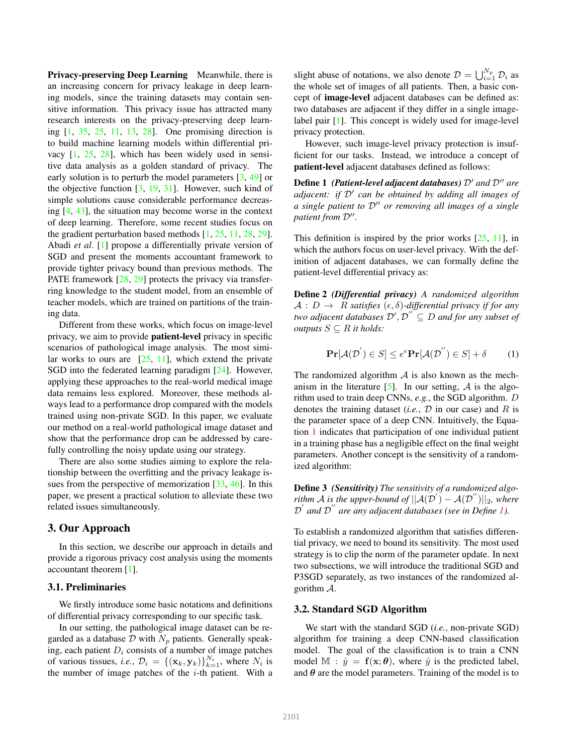**Privacy-preserving Deep Learning** Meanwhile, there is an increasing concern for privacy leakage in deep learning models, since the training datasets may contain sensitive information. This privacy issue has attracted many research interests on the privacy-preserving deep learning [1, 35, 25, 11, 13, 28]. One promising direction is to build machine learning models within differential privacy [1, 25, 28], which has been widely used in sensitive data analysis as a golden standard of privacy. The early solution is to perturb the model parameters [3, 49] or the objective function [3, 19, 31]. However, such kind of simple solutions cause considerable performance decreasing [4, 43], the situation may become worse in the context of deep learning. Therefore, some recent studies focus on the gradient perturbation based methods [1, 25, 11, 28, 29]. Abadi *et al*. [1] propose a differentially private version of SGD and present the moments accountant framework to provide tighter privacy bound than previous methods. The PATE framework [28, 29] protects the privacy via transferring knowledge to the student model, from an ensemble of teacher models, which are trained on partitions of the training data.

Different from these works, which focus on image-level privacy, we aim to provide **patient-level** privacy in specific scenarios of pathological image analysis. The most similar works to ours are [25, 11], which extend the private SGD into the federated learning paradigm [24]. However, applying these approaches to the real-world medical image data remains less explored. Moreover, these methods always lead to a performance drop compared with the models trained using non-private SGD. In this paper, we evaluate our method on a real-world pathological image dataset and show that the performance drop can be addressed by carefully controlling the noisy update using our strategy.

There are also some studies aiming to explore the relationship between the overfitting and the privacy leakage issues from the perspective of memorization [33, 46]. In this paper, we present a practical solution to alleviate these two related issues simultaneously.

## 3. Our Approach

In this section, we describe our approach in details and provide a rigorous privacy cost analysis using the moments accountant theorem [1].

### 3.1. Preliminaries

We firstly introduce some basic notations and definitions of differential privacy corresponding to our specific task.

In our setting, the pathological image dataset can be regarded as a database $\mathcal{D}$ with $N_p$ patients. Generally speaking, each patient $D_i$ consists of a number of image patches of various tissues, *i.e.*, $\mathcal{D}_i = \{(\mathbf{x}_k, \mathbf{y}_k)\}_{k=1}^{N_i}$, where $N_i$ is the number of image patches of the $i$-th patient. With a slight abuse of notations, we also denote $\mathcal{D} = \bigcup_{i=1}^{N_p} \mathcal{D}_i$ as the whole set of images of all patients. Then, a basic concept of **image-level** adjacent databases can be defined as: two databases are adjacent if they differ in a single image-label pair [1]. This concept is widely used for image-level privacy protection.

However, such image-level privacy protection is insufficient for our tasks. Instead, we introduce a concept of **patient-level** adjacent databases defined as follows:

**Define 1** ***(Patient-level adjacent databases)*** *$\mathcal{D}'$ and $\mathcal{D}''$ are adjacent: if $\mathcal{D}'$ can be obtained by adding all images of a single patient to $\mathcal{D}''$ or removing all images of a single patient from $\mathcal{D}''$.*

This definition is inspired by the prior works [25, 11], in which the authors focus on user-level privacy. With the definition of adjacent databases, we can formally define the patient-level differential privacy as:

**Define 2** ***(Differential privacy)*** *A randomized algorithm $\mathcal{A} : D \rightarrow R$ satisfies $(\epsilon, \delta)$-differential privacy if for any two adjacent databases $\mathcal{D}', \mathcal{D}'' \subseteq D$ and for any subset of outputs $S \subseteq R$ it holds:*

$$\mathbf{Pr}[\mathcal{A}(\mathcal{D}') \in S] \leq e^{\epsilon}\mathbf{Pr}[\mathcal{A}(\mathcal{D}'') \in S] + \delta \qquad (1)$$

The randomized algorithm $\mathcal{A}$ is also known as the mechanism in the literature [5]. In our setting, $\mathcal{A}$ is the algorithm used to train deep CNNs, *e.g.*, the SGD algorithm. $D$ denotes the training dataset (*i.e.*, $\mathcal{D}$ in our case) and $R$ is the parameter space of a deep CNN. Intuitively, the Equation 1 indicates that participation of one individual patient in a training phase has a negligible effect on the final weight parameters. Another concept is the sensitivity of a randomized algorithm:

**Define 3** ***(Sensitivity)*** *The sensitivity of a randomized algorithm $\mathcal{A}$ is the upper-bound of $||\mathcal{A}(\mathcal{D}') - \mathcal{A}(\mathcal{D}'')||_2$, where $\mathcal{D}'$ and $\mathcal{D}''$ are any adjacent databases (see in Define 1).*

To establish a randomized algorithm that satisfies differential privacy, we need to bound its sensitivity. The most used strategy is to clip the norm of the parameter update. In next two subsections, we will introduce the traditional SGD and P3SGD separately, as two instances of the randomized algorithm $\mathcal{A}$.

### 3.2. Standard SGD Algorithm

We start with the standard SGD (*i.e.*, non-private SGD) algorithm for training a deep CNN-based classification model. The goal of the classification is to train a CNN model $\mathbb{M} : \hat{y} = \mathbf{f}(\mathbf{x}; \boldsymbol{\theta})$, where $\hat{y}$ is the predicted label, and $\boldsymbol{\theta}$ are the model parameters. Training of the model is to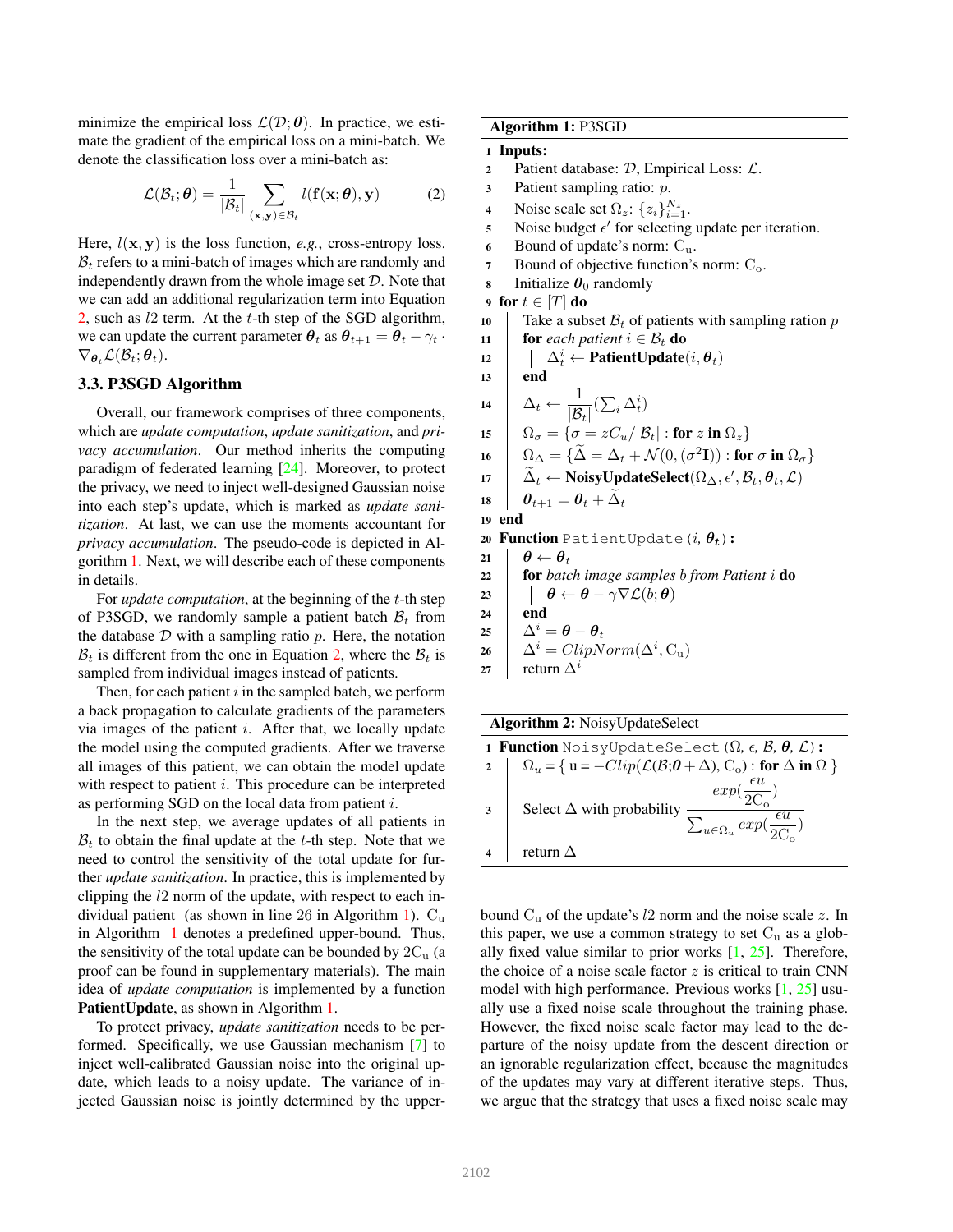minimize the empirical loss $\mathcal{L}(\mathcal{D};\boldsymbol{\theta})$. In practice, we estimate the gradient of the empirical loss on a mini-batch. We denote the classification loss over a mini-batch as:

$$\mathcal{L}(\mathcal{B}_t;\boldsymbol{\theta}) = \frac{1}{|\mathcal{B}_t|}\sum_{(\mathbf{x},\mathbf{y})\in\mathcal{B}_t} l(\mathbf{f}(\mathbf{x};\boldsymbol{\theta}),\mathbf{y}) \tag{2}$$

Here, $l(\mathbf{x},\mathbf{y})$ is the loss function, *e.g.*, cross-entropy loss. $\mathcal{B}_t$ refers to a mini-batch of images which are randomly and independently drawn from the whole image set $\mathcal{D}$. Note that we can add an additional regularization term into Equation 2, such as $l2$ term. At the $t$-th step of the SGD algorithm, we can update the current parameter $\boldsymbol{\theta}_t$ as $\boldsymbol{\theta}_{t+1} = \boldsymbol{\theta}_t - \gamma_t \cdot \nabla_{\boldsymbol{\theta}_t}\mathcal{L}(\mathcal{B}_t;\boldsymbol{\theta}_t)$.

### 3.3. P3SGD Algorithm

Overall, our framework comprises of three components, which are *update computation*, *update sanitization*, and *privacy accumulation*. Our method inherits the computing paradigm of federated learning [24]. Moreover, to protect the privacy, we need to inject well-designed Gaussian noise into each step's update, which is marked as *update sanitization*. At last, we can use the moments accountant for *privacy accumulation*. The pseudo-code is depicted in Algorithm 1. Next, we will describe each of these components in details.

For *update computation*, at the beginning of the $t$-th step of P3SGD, we randomly sample a patient batch $\mathcal{B}_t$ from the database $\mathcal{D}$ with a sampling ratio $p$. Here, the notation $\mathcal{B}_t$ is different from the one in Equation 2, where the $\mathcal{B}_t$ is sampled from individual images instead of patients.

Then, for each patient $i$ in the sampled batch, we perform a back propagation to calculate gradients of the parameters via images of the patient $i$. After that, we locally update the model using the computed gradients. After we traverse all images of this patient, we can obtain the model update with respect to patient $i$. This procedure can be interpreted as performing SGD on the local data from patient $i$.

In the next step, we average updates of all patients in $\mathcal{B}_t$ to obtain the final update at the $t$-th step. Note that we need to control the sensitivity of the total update for further *update sanitization*. In practice, this is implemented by clipping the $l2$ norm of the update, with respect to each individual patient (as shown in line 26 in Algorithm 1). $\mathrm{C_u}$ in Algorithm 1 denotes a predefined upper-bound. Thus, the sensitivity of the total update can be bounded by $2\mathrm{C_u}$ (a proof can be found in supplementary materials). The main idea of *update computation* is implemented by a function **PatientUpdate**, as shown in Algorithm 1.

To protect privacy, *update sanitization* needs to be performed. Specifically, we use Gaussian mechanism [7] to inject well-calibrated Gaussian noise into the original update, which leads to a noisy update. The variance of injected Gaussian noise is jointly determined by the upper-bound $\mathrm{C_u}$ of the update's $l2$ norm and the noise scale $z$. In this paper, we use a common strategy to set $\mathrm{C_u}$ as a globally fixed value similar to prior works [1, 25]. Therefore, the choice of a noise scale factor $z$ is critical to train CNN model with high performance. Previous works [1, 25] usually use a fixed noise scale throughout the training phase. However, the fixed noise scale factor may lead to the departure of the noisy update from the descent direction or an ignorable regularization effect, because the magnitudes of the updates may vary at different iterative steps. Thus, we argue that the strategy that uses a fixed noise scale may

**Algorithm 1:** P3SGD

```
1  Inputs:
2     Patient database: D, Empirical Loss: L.
3     Patient sampling ratio: p.
4     Noise scale set Ω_z: {z_i}_{i=1}^{N_z}.
5     Noise budget ε' for selecting update per iteration.
6     Bound of update's norm: C_u.
7     Bound of objective function's norm: C_o.
8     Initialize θ_0 randomly
9  for t ∈ [T] do
10    Take a subset B_t of patients with sampling ration p
11    for each patient i ∈ B_t do
12       Δ_t^i ← PatientUpdate(i, θ_t)
13    end
14    Δ_t ← (1/|B_t|)(Σ_i Δ_t^i)
15    Ω_σ = {σ = z C_u/|B_t| : for z in Ω_z}
16    Ω_Δ = {Δ̃ = Δ_t + N(0, (σ²I)) : for σ in Ω_σ}
17    Δ̃_t ← NoisyUpdateSelect(Ω_Δ, ε', B_t, θ_t, L)
18    θ_{t+1} = θ_t + Δ̃_t
19 end
20 Function PatientUpdate(i, θ_t):
21    θ ← θ_t
22    for batch image samples b from Patient i do
23       θ ← θ − γ∇L(b; θ)
24    end
25    Δ^i = θ − θ_t
26    Δ^i = ClipNorm(Δ^i, C_u)
27    return Δ^i
```

**Algorithm 2:** NoisyUpdateSelect

```
1 Function NoisyUpdateSelect(Ω, ε, B, θ, L):
2    Ω_u = { u = −Clip(L(B;θ+Δ), C_o) : for Δ in Ω }
3    Select Δ with probability exp(εu/(2C_o)) / Σ_{u∈Ω_u} exp(εu/(2C_o))
4    return Δ
```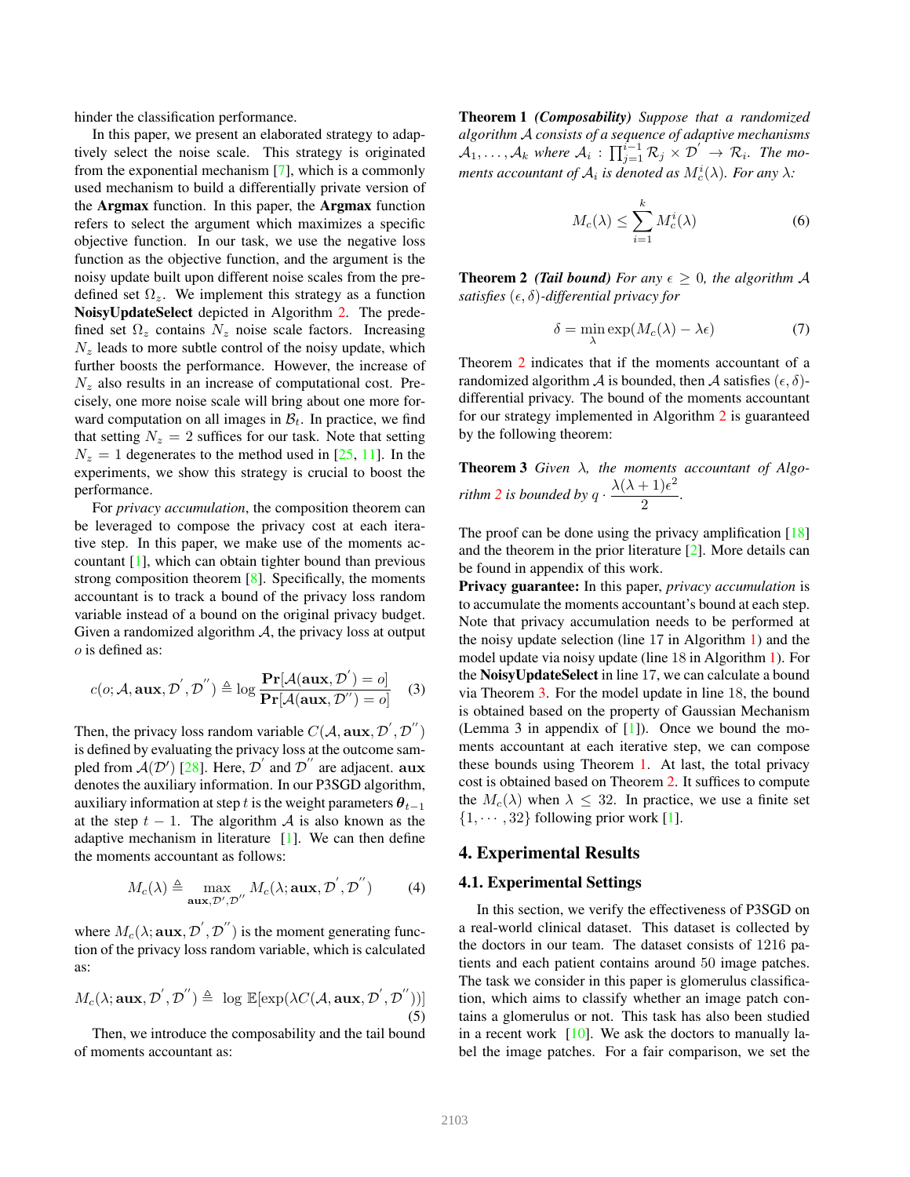hinder the classification performance.

In this paper, we present an elaborated strategy to adaptively select the noise scale. This strategy is originated from the exponential mechanism [7], which is a commonly used mechanism to build a differentially private version of the **Argmax** function. In this paper, the **Argmax** function refers to select the argument which maximizes a specific objective function. In our task, we use the negative loss function as the objective function, and the argument is the noisy update built upon different noise scales from the predefined set $\Omega_z$. We implement this strategy as a function **NoisyUpdateSelect** depicted in Algorithm 2. The predefined set $\Omega_z$ contains $N_z$ noise scale factors. Increasing $N_z$ leads to more subtle control of the noisy update, which further boosts the performance. However, the increase of $N_z$ also results in an increase of computational cost. Precisely, one more noise scale will bring about one more forward computation on all images in $\mathcal{B}_t$. In practice, we find that setting $N_z = 2$ suffices for our task. Note that setting $N_z = 1$ degenerates to the method used in [25, 11]. In the experiments, we show this strategy is crucial to boost the performance.

For *privacy accumulation*, the composition theorem can be leveraged to compose the privacy cost at each iterative step. In this paper, we make use of the moments accountant [1], which can obtain tighter bound than previous strong composition theorem [8]. Specifically, the moments accountant is to track a bound of the privacy loss random variable instead of a bound on the original privacy budget. Given a randomized algorithm $\mathcal{A}$, the privacy loss at output $o$ is defined as:

$$c(o; \mathcal{A}, \mathbf{aux}, \mathcal{D}^{'}, \mathcal{D}^{''}) \triangleq \log \frac{\mathbf{Pr}[\mathcal{A}(\mathbf{aux}, \mathcal{D}^{'}) = o]}{\mathbf{Pr}[\mathcal{A}(\mathbf{aux}, \mathcal{D}^{''}) = o]} \quad (3)$$

Then, the privacy loss random variable $C(\mathcal{A}, \mathbf{aux}, \mathcal{D}^{'}, \mathcal{D}^{''})$ is defined by evaluating the privacy loss at the outcome sampled from $\mathcal{A}(\mathcal{D}')$ [28]. Here, $\mathcal{D}^{'}$ and $\mathcal{D}^{''}$ are adjacent. $\mathbf{aux}$ denotes the auxiliary information. In our P3SGD algorithm, auxiliary information at step $t$ is the weight parameters $\boldsymbol{\theta}_{t-1}$ at the step $t-1$. The algorithm $\mathcal{A}$ is also known as the adaptive mechanism in literature [1]. We can then define the moments accountant as follows:

$$M_c(\lambda) \triangleq \max_{\mathbf{aux}, \mathcal{D}^{'}, \mathcal{D}^{''}} M_c(\lambda; \mathbf{aux}, \mathcal{D}^{'}, \mathcal{D}^{''}) \quad (4)$$

where $M_c(\lambda; \mathbf{aux}, \mathcal{D}^{'}, \mathcal{D}^{''})$ is the moment generating function of the privacy loss random variable, which is calculated as:

$$M_c(\lambda; \mathbf{aux}, \mathcal{D}^{'}, \mathcal{D}^{''}) \triangleq \log \mathbb{E}[\exp(\lambda C(\mathcal{A}, \mathbf{aux}, \mathcal{D}^{'}, \mathcal{D}^{''}))] \quad (5)$$

Then, we introduce the composability and the tail bound of moments accountant as:

**Theorem 1** ***(Composability)*** *Suppose that a randomized algorithm $\mathcal{A}$ consists of a sequence of adaptive mechanisms $\mathcal{A}_1, \ldots, \mathcal{A}_k$ where $\mathcal{A}_i : \prod_{j=1}^{i-1} \mathcal{R}_j \times \mathcal{D}^{'} \rightarrow \mathcal{R}_i$. The moments accountant of $\mathcal{A}_i$ is denoted as $M_c^i(\lambda)$. For any $\lambda$:*

$$M_c(\lambda) \leq \sum_{i=1}^{k} M_c^i(\lambda) \quad (6)$$

**Theorem 2** ***(Tail bound)*** *For any $\epsilon \geq 0$, the algorithm $\mathcal{A}$ satisfies $(\epsilon, \delta)$-differential privacy for*

$$\delta = \min_{\lambda} \exp(M_c(\lambda) - \lambda\epsilon) \quad (7)$$

Theorem 2 indicates that if the moments accountant of a randomized algorithm $\mathcal{A}$ is bounded, then $\mathcal{A}$ satisfies $(\epsilon, \delta)$-differential privacy. The bound of the moments accountant for our strategy implemented in Algorithm 2 is guaranteed by the following theorem:

**Theorem 3** *Given $\lambda$, the moments accountant of Algorithm 2 is bounded by $q \cdot \dfrac{\lambda(\lambda+1)\epsilon^2}{2}$.*

The proof can be done using the privacy amplification [18] and the theorem in the prior literature [2]. More details can be found in appendix of this work.

**Privacy guarantee:** In this paper, *privacy accumulation* is to accumulate the moments accountant's bound at each step. Note that privacy accumulation needs to be performed at the noisy update selection (line 17 in Algorithm 1) and the model update via noisy update (line 18 in Algorithm 1). For the **NoisyUpdateSelect** in line 17, we can calculate a bound via Theorem 3. For the model update in line 18, the bound is obtained based on the property of Gaussian Mechanism (Lemma 3 in appendix of [1]). Once we bound the moments accountant at each iterative step, we can compose these bounds using Theorem 1. At last, the total privacy cost is obtained based on Theorem 2. It suffices to compute the $M_c(\lambda)$ when $\lambda \leq 32$. In practice, we use a finite set $\{1, \cdots, 32\}$ following prior work [1].

## 4. Experimental Results

### 4.1. Experimental Settings

In this section, we verify the effectiveness of P3SGD on a real-world clinical dataset. This dataset is collected by the doctors in our team. The dataset consists of 1216 patients and each patient contains around 50 image patches. The task we consider in this paper is glomerulus classification, which aims to classify whether an image patch contains a glomerulus or not. This task has also been studied in a recent work [10]. We ask the doctors to manually label the image patches. For a fair comparison, we set the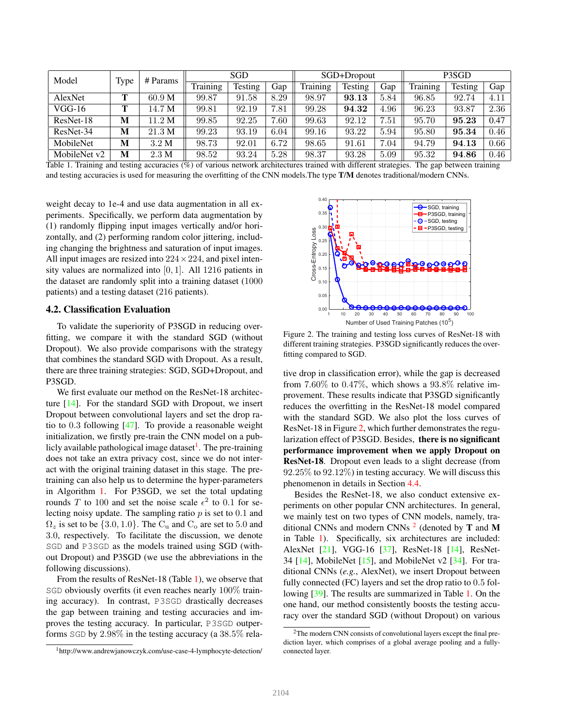| Model | Type | # Params | SGD | | | SGD+Dropout | | | P3SGD | | |
|---|---|---|---|---|---|---|---|---|---|---|---|
| | | | Training | Testing | Gap | Training | Testing | Gap | Training | Testing | Gap |
| AlexNet | **T** | 60.9 M | 99.87 | 91.58 | 8.29 | 98.97 | **93.13** | 5.84 | 96.85 | 92.74 | 4.11 |
| VGG-16 | **T** | 14.7 M | 99.81 | 92.19 | 7.81 | 99.28 | **94.32** | 4.96 | 96.23 | 93.87 | 2.36 |
| ResNet-18 | **M** | 11.2 M | 99.85 | 92.25 | 7.60 | 99.63 | 92.12 | 7.51 | 95.70 | **95.23** | 0.47 |
| ResNet-34 | **M** | 21.3 M | 99.23 | 93.19 | 6.04 | 99.16 | 93.22 | 5.94 | 95.80 | **95.34** | 0.46 |
| MobileNet | **M** | 3.2 M | 98.73 | 92.01 | 6.72 | 98.65 | 91.61 | 7.04 | 94.79 | **94.13** | 0.66 |
| MobileNet v2 | **M** | 2.3 M | 98.52 | 93.24 | 5.28 | 98.37 | 93.28 | 5.09 | 95.32 | **94.86** | 0.46 |

Table 1. Training and testing accuracies (%) of various network architectures trained with different strategies. The gap between training and testing accuracies is used for measuring the overfitting of the CNN models.The type **T/M** denotes traditional/modern CNNs.

weight decay to 1e-4 and use data augmentation in all experiments. Specifically, we perform data augmentation by (1) randomly flipping input images vertically and/or horizontally, and (2) performing random color jittering, including changing the brightness and saturation of input images. All input images are resized into $224 \times 224$, and pixel intensity values are normalized into $[0, 1]$. All 1216 patients in the dataset are randomly split into a training dataset (1000 patients) and a testing dataset (216 patients).

### 4.2. Classification Evaluation

To validate the superiority of P3SGD in reducing overfitting, we compare it with the standard SGD (without Dropout). We also provide comparisons with the strategy that combines the standard SGD with Dropout. As a result, there are three training strategies: SGD, SGD+Dropout, and P3SGD.

We first evaluate our method on the ResNet-18 architecture [14]. For the standard SGD with Dropout, we insert Dropout between convolutional layers and set the drop ratio to 0.3 following [47]. To provide a reasonable weight initialization, we firstly pre-train the CNN model on a publicly available pathological image dataset[1]. The pre-training does not take an extra privacy cost, since we do not interact with the original training dataset in this stage. The pre-training can also help us to determine the hyper-parameters in Algorithm 1. For P3SGD, we set the total updating rounds $T$ to 100 and set the noise scale $\epsilon^2$ to 0.1 for selecting noisy update. The sampling ratio $p$ is set to 0.1 and $\Omega_z$ is set to be $\{3.0, 1.0\}$. The $C_u$ and $C_o$ are set to 5.0 and 3.0, respectively. To facilitate the discussion, we denote `SGD` and `P3SGD` as the models trained using SGD (without Dropout) and P3SGD (we use the abbreviations in the following discussions).

From the results of ResNet-18 (Table 1), we observe that `SGD` obviously overfits (it even reaches nearly 100% training accuracy). In contrast, `P3SGD` drastically decreases the gap between training and testing accuracies and improves the testing accuracy. In particular, `P3SGD` outperforms `SGD` by 2.98% in the testing accuracy (a 38.5% relative drop in classification error), while the gap is decreased from 7.60% to 0.47%, which shows a 93.8% relative improvement. These results indicate that P3SGD significantly reduces the overfitting in the ResNet-18 model compared with the standard SGD. We also plot the loss curves of ResNet-18 in Figure 2, which further demonstrates the regularization effect of P3SGD. Besides, **there is no significant performance improvement when we apply Dropout on ResNet-18**. Dropout even leads to a slight decrease (from 92.25% to 92.12%) in testing accuracy. We will discuss this phenomenon in details in Section 4.4.

Figure 2. The training and testing loss curves of ResNet-18 with different training strategies. P3SGD significantly reduces the overfitting compared to SGD.

Besides the ResNet-18, we also conduct extensive experiments on other popular CNN architectures. In general, we mainly test on two types of CNN models, namely, traditional CNNs and modern CNNs [2] (denoted by **T** and **M** in Table 1). Specifically, six architectures are included: AlexNet [21], VGG-16 [37], ResNet-18 [14], ResNet-34 [14], MobileNet [15], and MobileNet v2 [34]. For traditional CNNs (*e.g.*, AlexNet), we insert Dropout between fully connected (FC) layers and set the drop ratio to 0.5 following [39]. The results are summarized in Table 1. On the one hand, our method consistently boosts the testing accuracy over the standard SGD (without Dropout) on various

[1] http://www.andrewjanowczyk.com/use-case-4-lymphocyte-detection/

[2] The modern CNN consists of convolutional layers except the final prediction layer, which comprises of a global average pooling and a fully-connected layer.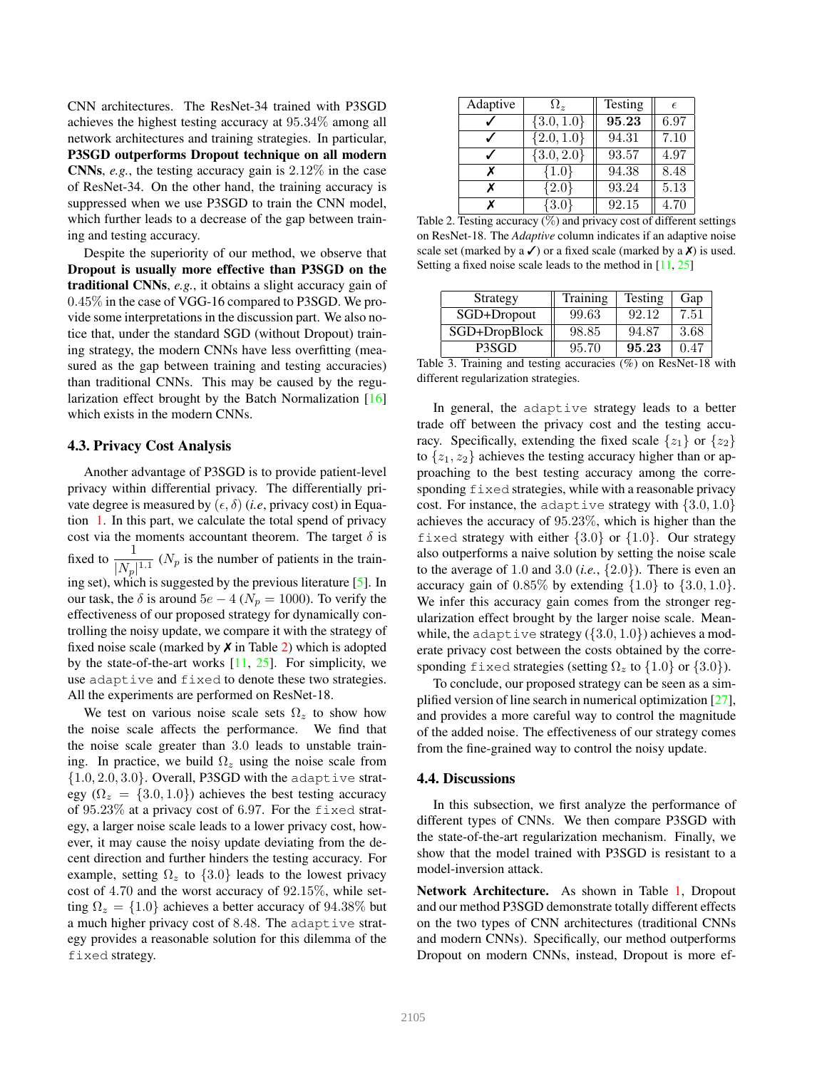CNN architectures. The ResNet-34 trained with P3SGD achieves the highest testing accuracy at $95.34\%$ among all network architectures and training strategies. In particular, **P3SGD outperforms Dropout technique on all modern CNNs**, *e.g.*, the testing accuracy gain is $2.12\%$ in the case of ResNet-34. On the other hand, the training accuracy is suppressed when we use P3SGD to train the CNN model, which further leads to a decrease of the gap between training and testing accuracy.

Despite the superiority of our method, we observe that **Dropout is usually more effective than P3SGD on the traditional CNNs**, *e.g.*, it obtains a slight accuracy gain of $0.45\%$ in the case of VGG-16 compared to P3SGD. We provide some interpretations in the discussion part. We also notice that, under the standard SGD (without Dropout) training strategy, the modern CNNs have less overfitting (measured as the gap between training and testing accuracies) than traditional CNNs. This may be caused by the regularization effect brought by the Batch Normalization [16] which exists in the modern CNNs.

### 4.3. Privacy Cost Analysis

Another advantage of P3SGD is to provide patient-level privacy within differential privacy. The differentially private degree is measured by $(\epsilon, \delta)$ (*i.e*, privacy cost) in Equation 1. In this part, we calculate the total spend of privacy cost via the moments accountant theorem. The target $\delta$ is fixed to $\frac{1}{|N_p|^{1.1}}$ ($N_p$ is the number of patients in the training set), which is suggested by the previous literature [5]. In our task, the $\delta$ is around $5e-4$ ($N_p = 1000$). To verify the effectiveness of our proposed strategy for dynamically controlling the noisy update, we compare it with the strategy of fixed noise scale (marked by ✗ in Table 2) which is adopted by the state-of-the-art works [11, 25]. For simplicity, we use `adaptive` and `fixed` to denote these two strategies. All the experiments are performed on ResNet-18.

We test on various noise scale sets $\Omega_z$ to show how the noise scale affects the performance. We find that the noise scale greater than 3.0 leads to unstable training. In practice, we build $\Omega_z$ using the noise scale from $\{1.0, 2.0, 3.0\}$. Overall, P3SGD with the `adaptive` strategy ($\Omega_z = \{3.0, 1.0\}$) achieves the best testing accuracy of $95.23\%$ at a privacy cost of 6.97. For the `fixed` strategy, a larger noise scale leads to a lower privacy cost, however, it may cause the noisy update deviating from the decent direction and further hinders the testing accuracy. For example, setting $\Omega_z$ to $\{3.0\}$ leads to the lowest privacy cost of 4.70 and the worst accuracy of $92.15\%$, while setting $\Omega_z = \{1.0\}$ achieves a better accuracy of $94.38\%$ but a much higher privacy cost of 8.48. The `adaptive` strategy provides a reasonable solution for this dilemma of the `fixed` strategy.

| Adaptive | $\Omega_z$ | Testing | $\epsilon$ |
|---|---|---|---|
| ✓ | $\{3.0, 1.0\}$ | **95.23** | 6.97 |
| ✓ | $\{2.0, 1.0\}$ | 94.31 | 7.10 |
| ✓ | $\{3.0, 2.0\}$ | 93.57 | 4.97 |
| ✗ | $\{1.0\}$ | 94.38 | 8.48 |
| ✗ | $\{2.0\}$ | 93.24 | 5.13 |
| ✗ | $\{3.0\}$ | 92.15 | 4.70 |

Table 2. Testing accuracy (%) and privacy cost of different settings on ResNet-18. The *Adaptive* column indicates if an adaptive noise scale set (marked by a ✓) or a fixed scale (marked by a ✗) is used. Setting a fixed noise scale leads to the method in [11, 25]

| Strategy | Training | Testing | Gap |
|---|---|---|---|
| SGD+Dropout | 99.63 | 92.12 | 7.51 |
| SGD+DropBlock | 98.85 | 94.87 | 3.68 |
| P3SGD | 95.70 | **95.23** | 0.47 |

Table 3. Training and testing accuracies (%) on ResNet-18 with different regularization strategies.

In general, the `adaptive` strategy leads to a better trade off between the privacy cost and the testing accuracy. Specifically, extending the fixed scale $\{z_1\}$ or $\{z_2\}$ to $\{z_1, z_2\}$ achieves the testing accuracy higher than or approaching to the best testing accuracy among the corresponding `fixed` strategies, while with a reasonable privacy cost. For instance, the `adaptive` strategy with $\{3.0, 1.0\}$ achieves the accuracy of $95.23\%$, which is higher than the `fixed` strategy with either $\{3.0\}$ or $\{1.0\}$. Our strategy also outperforms a naive solution by setting the noise scale to the average of 1.0 and 3.0 (*i.e.*, $\{2.0\}$). There is even an accuracy gain of $0.85\%$ by extending $\{1.0\}$ to $\{3.0, 1.0\}$. We infer this accuracy gain comes from the stronger regularization effect brought by the larger noise scale. Meanwhile, the `adaptive` strategy ($\{3.0, 1.0\}$) achieves a moderate privacy cost between the costs obtained by the corresponding `fixed` strategies (setting $\Omega_z$ to $\{1.0\}$ or $\{3.0\}$).

To conclude, our proposed strategy can be seen as a simplified version of line search in numerical optimization [27], and provides a more careful way to control the magnitude of the added noise. The effectiveness of our strategy comes from the fine-grained way to control the noisy update.

### 4.4. Discussions

In this subsection, we first analyze the performance of different types of CNNs. We then compare P3SGD with the state-of-the-art regularization mechanism. Finally, we show that the model trained with P3SGD is resistant to a model-inversion attack.

**Network Architecture.** As shown in Table 1, Dropout and our method P3SGD demonstrate totally different effects on the two types of CNN architectures (traditional CNNs and modern CNNs). Specifically, our method outperforms Dropout on modern CNNs, instead, Dropout is more ef-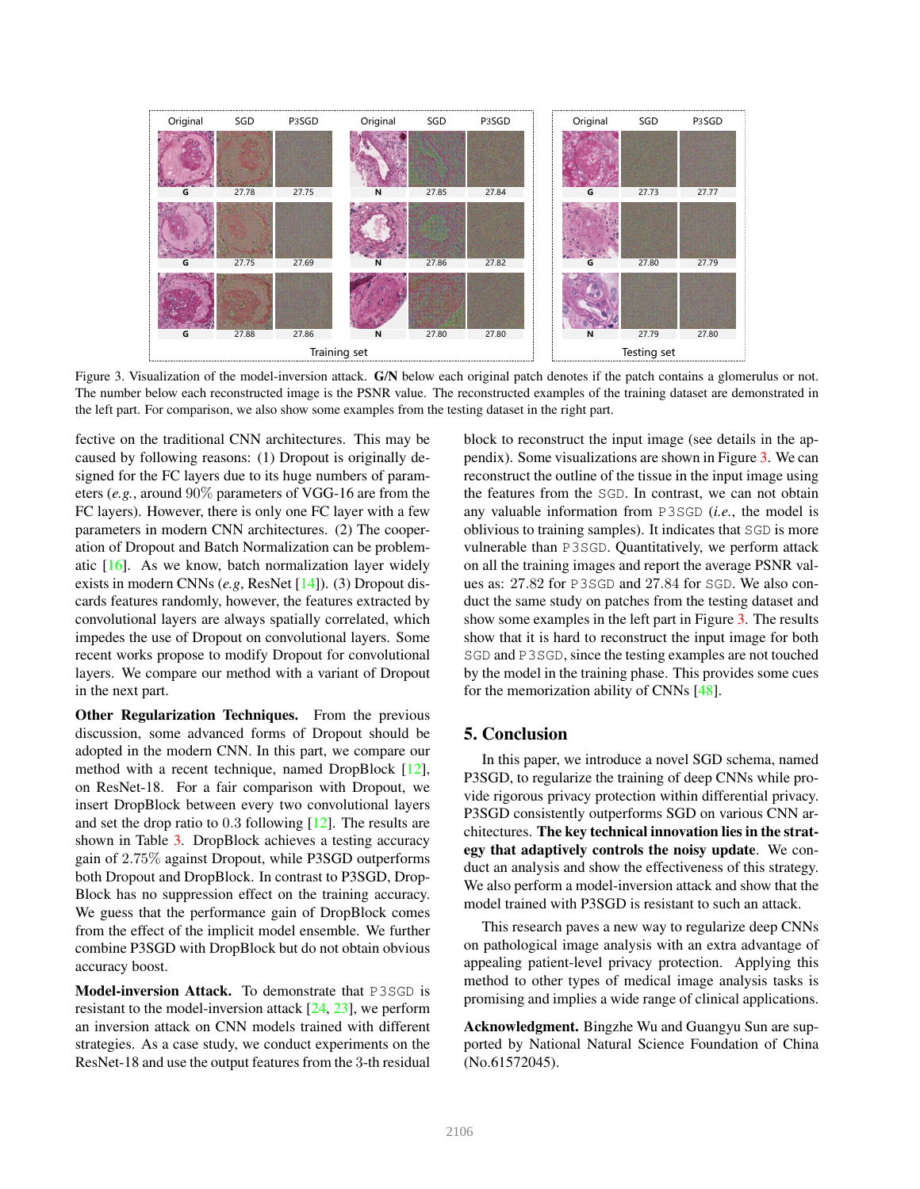Figure 3. Visualization of the model-inversion attack. **G/N** below each original patch denotes if the patch contains a glomerulus or not. The number below each reconstructed image is the PSNR value. The reconstructed examples of the training dataset are demonstrated in the left part. For comparison, we also show some examples from the testing dataset in the right part.

fective on the traditional CNN architectures. This may be caused by following reasons: (1) Dropout is originally designed for the FC layers due to its huge numbers of parameters (*e.g.*, around 90% parameters of VGG-16 are from the FC layers). However, there is only one FC layer with a few parameters in modern CNN architectures. (2) The cooperation of Dropout and Batch Normalization can be problematic [16]. As we know, batch normalization layer widely exists in modern CNNs (*e.g*, ResNet [14]). (3) Dropout discards features randomly, however, the features extracted by convolutional layers are always spatially correlated, which impedes the use of Dropout on convolutional layers. Some recent works propose to modify Dropout for convolutional layers. We compare our method with a variant of Dropout in the next part.

**Other Regularization Techniques.** From the previous discussion, some advanced forms of Dropout should be adopted in the modern CNN. In this part, we compare our method with a recent technique, named DropBlock [12], on ResNet-18. For a fair comparison with Dropout, we insert DropBlock between every two convolutional layers and set the drop ratio to 0.3 following [12]. The results are shown in Table 3. DropBlock achieves a testing accuracy gain of 2.75% against Dropout, while P3SGD outperforms both Dropout and DropBlock. In contrast to P3SGD, DropBlock has no suppression effect on the training accuracy. We guess that the performance gain of DropBlock comes from the effect of the implicit model ensemble. We further combine P3SGD with DropBlock but do not obtain obvious accuracy boost.

**Model-inversion Attack.** To demonstrate that P3SGD is resistant to the model-inversion attack [24, 23], we perform an inversion attack on CNN models trained with different strategies. As a case study, we conduct experiments on the ResNet-18 and use the output features from the 3-th residual block to reconstruct the input image (see details in the appendix). Some visualizations are shown in Figure 3. We can reconstruct the outline of the tissue in the input image using the features from the SGD. In contrast, we can not obtain any valuable information from P3SGD (*i.e.*, the model is oblivious to training samples). It indicates that SGD is more vulnerable than P3SGD. Quantitatively, we perform attack on all the training images and report the average PSNR values as: 27.82 for P3SGD and 27.84 for SGD. We also conduct the same study on patches from the testing dataset and show some examples in the left part in Figure 3. The results show that it is hard to reconstruct the input image for both SGD and P3SGD, since the testing examples are not touched by the model in the training phase. This provides some cues for the memorization ability of CNNs [48].

## 5. Conclusion

In this paper, we introduce a novel SGD schema, named P3SGD, to regularize the training of deep CNNs while provide rigorous privacy protection within differential privacy. P3SGD consistently outperforms SGD on various CNN architectures. **The key technical innovation lies in the strategy that adaptively controls the noisy update**. We conduct an analysis and show the effectiveness of this strategy. We also perform a model-inversion attack and show that the model trained with P3SGD is resistant to such an attack.

This research paves a new way to regularize deep CNNs on pathological image analysis with an extra advantage of appealing patient-level privacy protection. Applying this method to other types of medical image analysis tasks is promising and implies a wide range of clinical applications.

**Acknowledgment.** Bingzhe Wu and Guangyu Sun are supported by National Natural Science Foundation of China (No.61572045).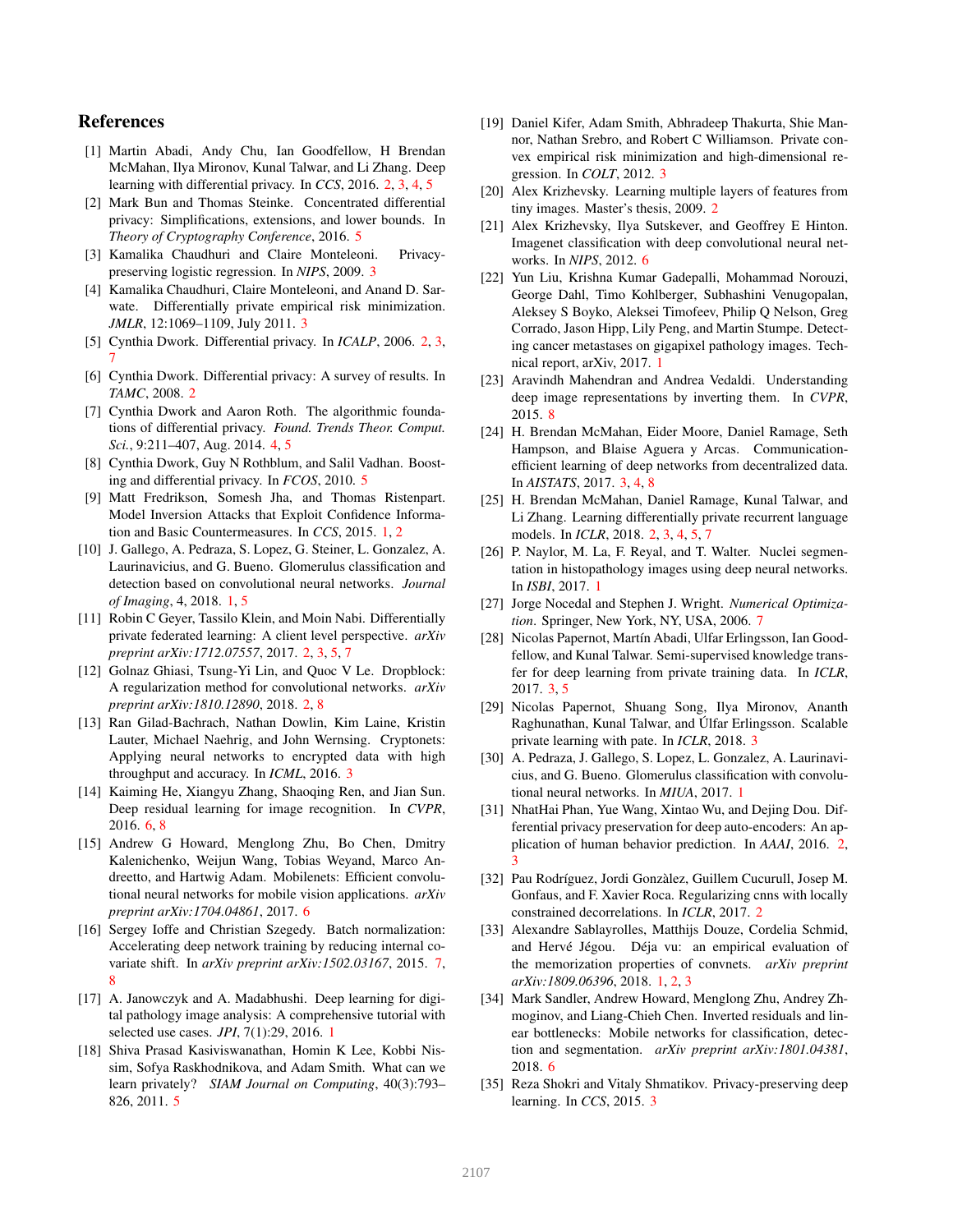## References

[1] Martin Abadi, Andy Chu, Ian Goodfellow, H Brendan McMahan, Ilya Mironov, Kunal Talwar, and Li Zhang. Deep learning with differential privacy. In *CCS*, 2016. 2, 3, 4, 5

[2] Mark Bun and Thomas Steinke. Concentrated differential privacy: Simplifications, extensions, and lower bounds. In *Theory of Cryptography Conference*, 2016. 5

[3] Kamalika Chaudhuri and Claire Monteleoni. Privacy-preserving logistic regression. In *NIPS*, 2009. 3

[4] Kamalika Chaudhuri, Claire Monteleoni, and Anand D. Sarwate. Differentially private empirical risk minimization. *JMLR*, 12:1069–1109, July 2011. 3

[5] Cynthia Dwork. Differential privacy. In *ICALP*, 2006. 2, 3, 7

[6] Cynthia Dwork. Differential privacy: A survey of results. In *TAMC*, 2008. 2

[7] Cynthia Dwork and Aaron Roth. The algorithmic foundations of differential privacy. *Found. Trends Theor. Comput. Sci.*, 9:211–407, Aug. 2014. 4, 5

[8] Cynthia Dwork, Guy N Rothblum, and Salil Vadhan. Boosting and differential privacy. In *FCOS*, 2010. 5

[9] Matt Fredrikson, Somesh Jha, and Thomas Ristenpart. Model Inversion Attacks that Exploit Confidence Information and Basic Countermeasures. In *CCS*, 2015. 1, 2

[10] J. Gallego, A. Pedraza, S. Lopez, G. Steiner, L. Gonzalez, A. Laurinavicius, and G. Bueno. Glomerulus classification and detection based on convolutional neural networks. *Journal of Imaging*, 4, 2018. 1, 5

[11] Robin C Geyer, Tassilo Klein, and Moin Nabi. Differentially private federated learning: A client level perspective. *arXiv preprint arXiv:1712.07557*, 2017. 2, 3, 5, 7

[12] Golnaz Ghiasi, Tsung-Yi Lin, and Quoc V Le. Dropblock: A regularization method for convolutional networks. *arXiv preprint arXiv:1810.12890*, 2018. 2, 8

[13] Ran Gilad-Bachrach, Nathan Dowlin, Kim Laine, Kristin Lauter, Michael Naehrig, and John Wernsing. Cryptonets: Applying neural networks to encrypted data with high throughput and accuracy. In *ICML*, 2016. 3

[14] Kaiming He, Xiangyu Zhang, Shaoqing Ren, and Jian Sun. Deep residual learning for image recognition. In *CVPR*, 2016. 6, 8

[15] Andrew G Howard, Menglong Zhu, Bo Chen, Dmitry Kalenichenko, Weijun Wang, Tobias Weyand, Marco Andreetto, and Hartwig Adam. Mobilenets: Efficient convolutional neural networks for mobile vision applications. *arXiv preprint arXiv:1704.04861*, 2017. 6

[16] Sergey Ioffe and Christian Szegedy. Batch normalization: Accelerating deep network training by reducing internal covariate shift. In *arXiv preprint arXiv:1502.03167*, 2015. 7, 8

[17] A. Janowczyk and A. Madabhushi. Deep learning for digital pathology image analysis: A comprehensive tutorial with selected use cases. *JPI*, 7(1):29, 2016. 1

[18] Shiva Prasad Kasiviswanathan, Homin K Lee, Kobbi Nissim, Sofya Raskhodnikova, and Adam Smith. What can we learn privately? *SIAM Journal on Computing*, 40(3):793–826, 2011. 5

[19] Daniel Kifer, Adam Smith, Abhradeep Thakurta, Shie Mannor, Nathan Srebro, and Robert C Williamson. Private convex empirical risk minimization and high-dimensional regression. In *COLT*, 2012. 3

[20] Alex Krizhevsky. Learning multiple layers of features from tiny images. Master's thesis, 2009. 2

[21] Alex Krizhevsky, Ilya Sutskever, and Geoffrey E Hinton. Imagenet classification with deep convolutional neural networks. In *NIPS*, 2012. 6

[22] Yun Liu, Krishna Kumar Gadepalli, Mohammad Norouzi, George Dahl, Timo Kohlberger, Subhashini Venugopalan, Aleksey S Boyko, Aleksei Timofeev, Philip Q Nelson, Greg Corrado, Jason Hipp, Lily Peng, and Martin Stumpe. Detecting cancer metastases on gigapixel pathology images. Technical report, arXiv, 2017. 1

[23] Aravindh Mahendran and Andrea Vedaldi. Understanding deep image representations by inverting them. In *CVPR*, 2015. 8

[24] H. Brendan McMahan, Eider Moore, Daniel Ramage, Seth Hampson, and Blaise Aguera y Arcas. Communication-efficient learning of deep networks from decentralized data. In *AISTATS*, 2017. 3, 4, 8

[25] H. Brendan McMahan, Daniel Ramage, Kunal Talwar, and Li Zhang. Learning differentially private recurrent language models. In *ICLR*, 2018. 2, 3, 4, 5, 7

[26] P. Naylor, M. La, F. Reyal, and T. Walter. Nuclei segmentation in histopathology images using deep neural networks. In *ISBI*, 2017. 1

[27] Jorge Nocedal and Stephen J. Wright. *Numerical Optimization*. Springer, New York, NY, USA, 2006. 7

[28] Nicolas Papernot, Martín Abadi, Ulfar Erlingsson, Ian Goodfellow, and Kunal Talwar. Semi-supervised knowledge transfer for deep learning from private training data. In *ICLR*, 2017. 3, 5

[29] Nicolas Papernot, Shuang Song, Ilya Mironov, Ananth Raghunathan, Kunal Talwar, and Úlfar Erlingsson. Scalable private learning with pate. In *ICLR*, 2018. 3

[30] A. Pedraza, J. Gallego, S. Lopez, L. Gonzalez, A. Laurinavicius, and G. Bueno. Glomerulus classification with convolutional neural networks. In *MIUA*, 2017. 1

[31] NhatHai Phan, Yue Wang, Xintao Wu, and Dejing Dou. Differential privacy preservation for deep auto-encoders: An application of human behavior prediction. In *AAAI*, 2016. 2, 3

[32] Pau Rodríguez, Jordi Gonzàlez, Guillem Cucurull, Josep M. Gonfaus, and F. Xavier Roca. Regularizing cnns with locally constrained decorrelations. In *ICLR*, 2017. 2

[33] Alexandre Sablayrolles, Matthijs Douze, Cordelia Schmid, and Hervé Jégou. Déja vu: an empirical evaluation of the memorization properties of convnets. *arXiv preprint arXiv:1809.06396*, 2018. 1, 2, 3

[34] Mark Sandler, Andrew Howard, Menglong Zhu, Andrey Zhmoginov, and Liang-Chieh Chen. Inverted residuals and linear bottlenecks: Mobile networks for classification, detection and segmentation. *arXiv preprint arXiv:1801.04381*, 2018. 6

[35] Reza Shokri and Vitaly Shmatikov. Privacy-preserving deep learning. In *CCS*, 2015. 3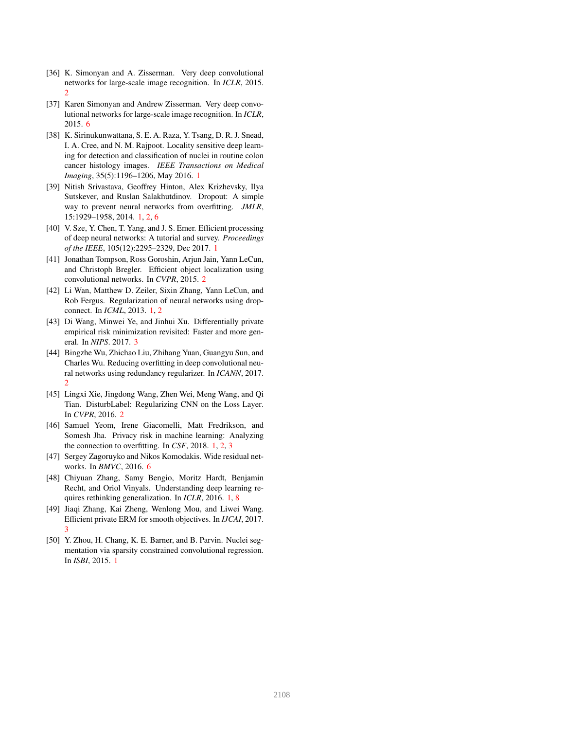- [36] K. Simonyan and A. Zisserman. Very deep convolutional networks for large-scale image recognition. In *ICLR*, 2015. 2
- [37] Karen Simonyan and Andrew Zisserman. Very deep convolutional networks for large-scale image recognition. In *ICLR*, 2015. 6
- [38] K. Sirinukunwattana, S. E. A. Raza, Y. Tsang, D. R. J. Snead, I. A. Cree, and N. M. Rajpoot. Locality sensitive deep learning for detection and classification of nuclei in routine colon cancer histology images. *IEEE Transactions on Medical Imaging*, 35(5):1196–1206, May 2016. 1
- [39] Nitish Srivastava, Geoffrey Hinton, Alex Krizhevsky, Ilya Sutskever, and Ruslan Salakhutdinov. Dropout: A simple way to prevent neural networks from overfitting. *JMLR*, 15:1929–1958, 2014. 1, 2, 6
- [40] V. Sze, Y. Chen, T. Yang, and J. S. Emer. Efficient processing of deep neural networks: A tutorial and survey. *Proceedings of the IEEE*, 105(12):2295–2329, Dec 2017. 1
- [41] Jonathan Tompson, Ross Goroshin, Arjun Jain, Yann LeCun, and Christoph Bregler. Efficient object localization using convolutional networks. In *CVPR*, 2015. 2
- [42] Li Wan, Matthew D. Zeiler, Sixin Zhang, Yann LeCun, and Rob Fergus. Regularization of neural networks using dropconnect. In *ICML*, 2013. 1, 2
- [43] Di Wang, Minwei Ye, and Jinhui Xu. Differentially private empirical risk minimization revisited: Faster and more general. In *NIPS*. 2017. 3
- [44] Bingzhe Wu, Zhichao Liu, Zhihang Yuan, Guangyu Sun, and Charles Wu. Reducing overfitting in deep convolutional neural networks using redundancy regularizer. In *ICANN*, 2017. 2
- [45] Lingxi Xie, Jingdong Wang, Zhen Wei, Meng Wang, and Qi Tian. DisturbLabel: Regularizing CNN on the Loss Layer. In *CVPR*, 2016. 2
- [46] Samuel Yeom, Irene Giacomelli, Matt Fredrikson, and Somesh Jha. Privacy risk in machine learning: Analyzing the connection to overfitting. In *CSF*, 2018. 1, 2, 3
- [47] Sergey Zagoruyko and Nikos Komodakis. Wide residual networks. In *BMVC*, 2016. 6
- [48] Chiyuan Zhang, Samy Bengio, Moritz Hardt, Benjamin Recht, and Oriol Vinyals. Understanding deep learning requires rethinking generalization. In *ICLR*, 2016. 1, 8
- [49] Jiaqi Zhang, Kai Zheng, Wenlong Mou, and Liwei Wang. Efficient private ERM for smooth objectives. In *IJCAI*, 2017. 3
- [50] Y. Zhou, H. Chang, K. E. Barner, and B. Parvin. Nuclei segmentation via sparsity constrained convolutional regression. In *ISBI*, 2015. 1